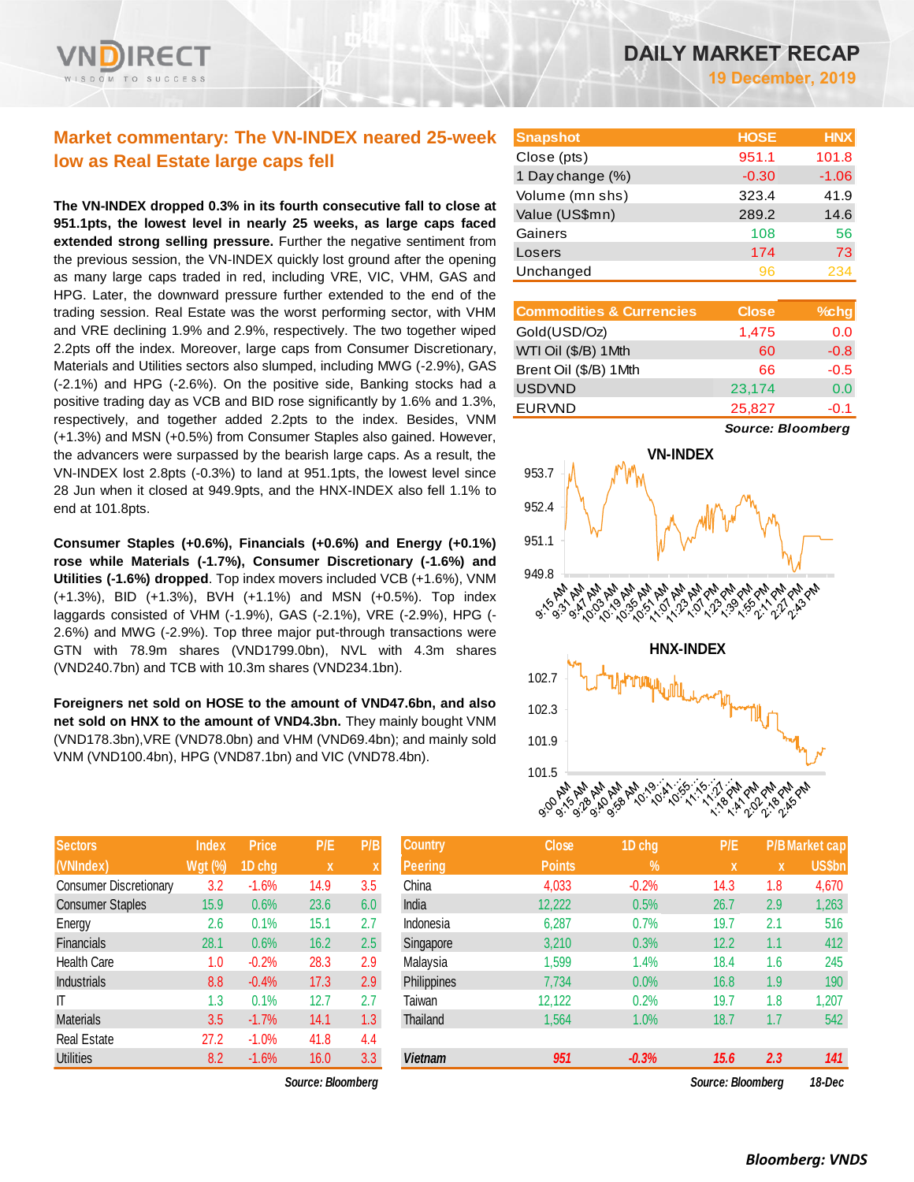# DAILY MARKET RECAP

**19 December, 2019**

## Market commentary: The VN-INDEX neared 25-week low as Real Estate large caps fell

**The VN-INDEX dropped 0.3% in its fourth consecutive fall to close at 951.1pts, the lowest level in nearly 25 weeks, as large caps faced extended strong selling pressure.** Further the negative sentiment from the previous session, the VN-INDEX quickly lost ground after the opening as many large caps traded in red, including VRE, VIC, VHM, GAS and HPG. Later, the downward pressure further extended to the end of the trading session. Real Estate was the worst performing sector, with VHM and VRE declining 1.9% and 2.9%, respectively. The two together wiped 2.2pts off the index. Moreover, large caps from Consumer Discretionary, Materials and Utilities sectors also slumped, including MWG (-2.9%), GAS (-2.1%) and HPG (-2.6%). On the positive side, Banking stocks had a positive trading day as VCB and BID rose significantly by 1.6% and 1.3%, respectively, and together added 2.2pts to the index. Besides, VNM (+1.3%) and MSN (+0.5%) from Consumer Staples also gained. However, the advancers were surpassed by the bearish large caps. As a result, the VN-INDEX lost 2.8pts (-0.3%) to land at 951.1pts, the lowest level since 28 Jun when it closed at 949.9pts, and the HNX-INDEX also fell 1.1% to end at 101.8pts.

**Consumer Staples (+0.6%), Financials (+0.6%) and Energy (+0.1%) rose while Materials (-1.7%), Consumer Discretionary (-1.6%) and Utilities (-1.6%) dropped**. Top index movers included VCB (+1.6%), VNM (+1.3%), BID (+1.3%), BVH (+1.1%) and MSN (+0.5%). Top index laggards consisted of VHM (-1.9%), GAS (-2.1%), VRE (-2.9%), HPG (-2.6%) and MWG (-2.9%). Top three major put-through transactions were GTN with 78.9m shares (VND1799.0bn), NVL with 4.3m shares (VND240.7bn) and TCB with 10.3m shares (VND234.1bn).

**Foreigners net sold on HOSE to the amount of VND47.6bn, and also net sold on HNX to the amount of VND4.3bn.** They mainly bought VNM (VND178.3bn),VRE (VND78.0bn) and VHM (VND69.4bn); and mainly sold VNM (VND100.4bn), HPG (VND87.1bn) and VIC (VND78.4bn).

| Snapshot | HOSE | HNX |
|---|---|---|
| Close (pts) | 951.1 | 101.8 |
| 1 Day change (%) | -0.30 | -1.06 |
| Volume (mn shs) | 323.4 | 41.9 |
| Value (US$mn) | 289.2 | 14.6 |
| Gainers | 108 | 56 |
| Losers | 174 | 73 |
| Unchanged | 96 | 234 |

| Commodities & Currencies | Close | %chg |
|---|---|---|
| Gold(USD/Oz) | 1,475 | 0.0 |
| WTI Oil ($/B) 1Mth | 60 | -0.8 |
| Brent Oil ($/B) 1Mth | 66 | -0.5 |
| USDVND | 23,174 | 0.0 |
| EURVND | 25,827 | -0.1 |

*Source: Bloomberg*

| Sectors (VNIndex) | Index Wgt (%) | Price 1D chg | P/E x | P/B x |
|---|---|---|---|---|
| Consumer Discretionary | 3.2 | -1.6% | 14.9 | 3.5 |
| Consumer Staples | 15.9 | 0.6% | 23.6 | 6.0 |
| Energy | 2.6 | 0.1% | 15.1 | 2.7 |
| Financials | 28.1 | 0.6% | 16.2 | 2.5 |
| Health Care | 1.0 | -0.2% | 28.3 | 2.9 |
| Industrials | 8.8 | -0.4% | 17.3 | 2.9 |
| IT | 1.3 | 0.1% | 12.7 | 2.7 |
| Materials | 3.5 | -1.7% | 14.1 | 1.3 |
| Real Estate | 27.2 | -1.0% | 41.8 | 4.4 |
| Utilities | 8.2 | -1.6% | 16.0 | 3.3 |

*Source: Bloomberg*

| Country Peering | Close Points | 1D chg % | P/E x | P/B x | Market cap US$bn |
|---|---|---|---|---|---|
| China | 4,033 | -0.2% | 14.3 | 1.8 | 4,670 |
| India | 12,222 | 0.5% | 26.7 | 2.9 | 1,263 |
| Indonesia | 6,287 | 0.7% | 19.7 | 2.1 | 516 |
| Singapore | 3,210 | 0.3% | 12.2 | 1.1 | 412 |
| Malaysia | 1,599 | 1.4% | 18.4 | 1.6 | 245 |
| Philippines | 7,734 | 0.0% | 16.8 | 1.9 | 190 |
| Taiwan | 12,122 | 0.2% | 19.7 | 1.8 | 1,207 |
| Thailand | 1,564 | 1.0% | 18.7 | 1.7 | 542 |
| **Vietnam** | **951** | **-0.3%** | **15.6** | **2.3** | **141** |

*Source: Bloomberg* *18-Dec*

*Bloomberg: VNDS*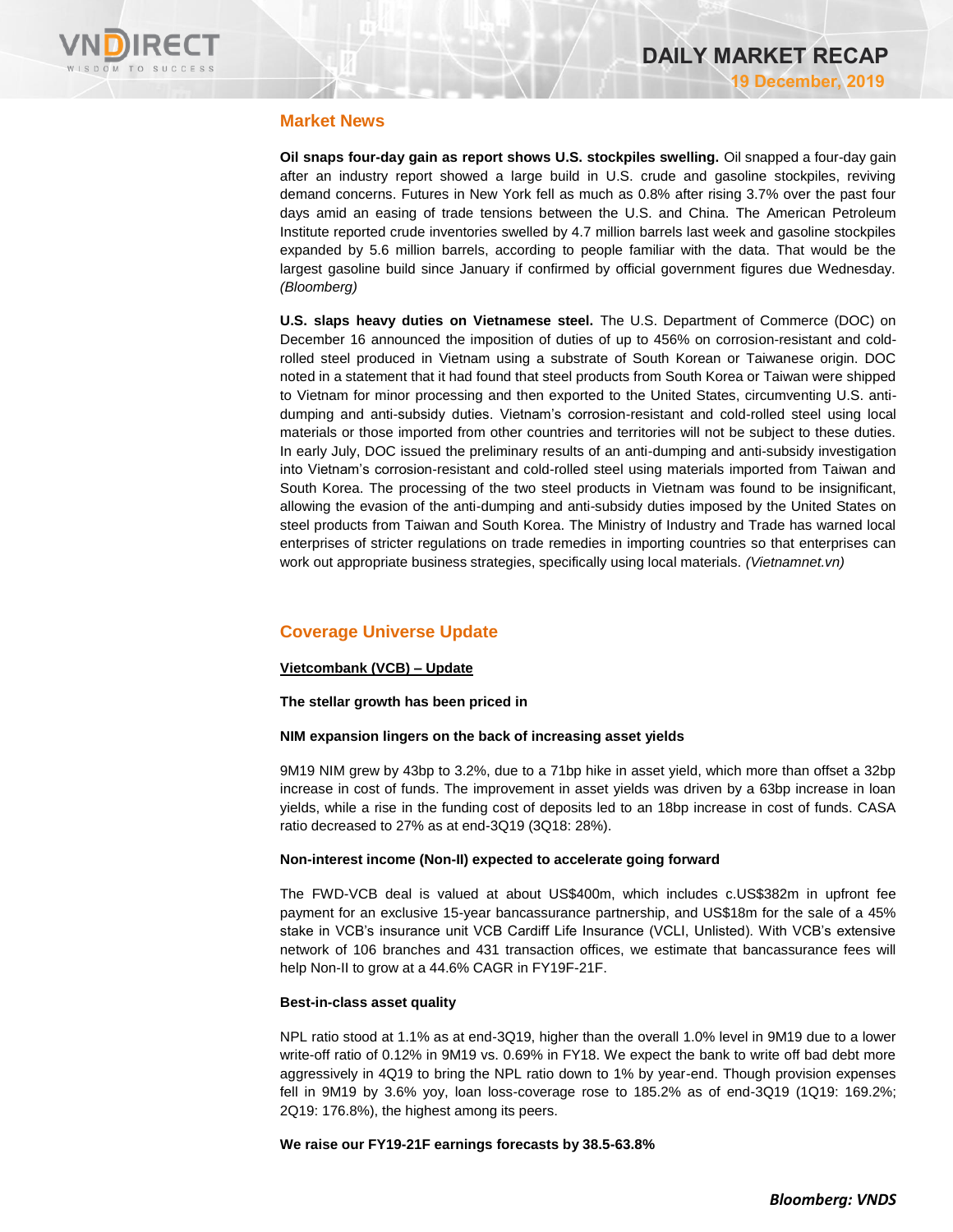## Market News

**Oil snaps four-day gain as report shows U.S. stockpiles swelling.** Oil snapped a four-day gain after an industry report showed a large build in U.S. crude and gasoline stockpiles, reviving demand concerns. Futures in New York fell as much as 0.8% after rising 3.7% over the past four days amid an easing of trade tensions between the U.S. and China. The American Petroleum Institute reported crude inventories swelled by 4.7 million barrels last week and gasoline stockpiles expanded by 5.6 million barrels, according to people familiar with the data. That would be the largest gasoline build since January if confirmed by official government figures due Wednesday. *(Bloomberg)*

**U.S. slaps heavy duties on Vietnamese steel.** The U.S. Department of Commerce (DOC) on December 16 announced the imposition of duties of up to 456% on corrosion-resistant and cold-rolled steel produced in Vietnam using a substrate of South Korean or Taiwanese origin. DOC noted in a statement that it had found that steel products from South Korea or Taiwan were shipped to Vietnam for minor processing and then exported to the United States, circumventing U.S. anti-dumping and anti-subsidy duties. Vietnam's corrosion-resistant and cold-rolled steel using local materials or those imported from other countries and territories will not be subject to these duties. In early July, DOC issued the preliminary results of an anti-dumping and anti-subsidy investigation into Vietnam's corrosion-resistant and cold-rolled steel using materials imported from Taiwan and South Korea. The processing of the two steel products in Vietnam was found to be insignificant, allowing the evasion of the anti-dumping and anti-subsidy duties imposed by the United States on steel products from Taiwan and South Korea. The Ministry of Industry and Trade has warned local enterprises of stricter regulations on trade remedies in importing countries so that enterprises can work out appropriate business strategies, specifically using local materials. *(Vietnamnet.vn)*

## Coverage Universe Update

**Vietcombank (VCB) – Update**

**The stellar growth has been priced in**

**NIM expansion lingers on the back of increasing asset yields**

9M19 NIM grew by 43bp to 3.2%, due to a 71bp hike in asset yield, which more than offset a 32bp increase in cost of funds. The improvement in asset yields was driven by a 63bp increase in loan yields, while a rise in the funding cost of deposits led to an 18bp increase in cost of funds. CASA ratio decreased to 27% as at end-3Q19 (3Q18: 28%).

**Non-interest income (Non-II) expected to accelerate going forward**

The FWD-VCB deal is valued at about US$400m, which includes c.US$382m in upfront fee payment for an exclusive 15-year bancassurance partnership, and US$18m for the sale of a 45% stake in VCB's insurance unit VCB Cardiff Life Insurance (VCLI, Unlisted). With VCB's extensive network of 106 branches and 431 transaction offices, we estimate that bancassurance fees will help Non-II to grow at a 44.6% CAGR in FY19F-21F.

**Best-in-class asset quality**

NPL ratio stood at 1.1% as at end-3Q19, higher than the overall 1.0% level in 9M19 due to a lower write-off ratio of 0.12% in 9M19 vs. 0.69% in FY18. We expect the bank to write off bad debt more aggressively in 4Q19 to bring the NPL ratio down to 1% by year-end. Though provision expenses fell in 9M19 by 3.6% yoy, loan loss-coverage rose to 185.2% as of end-3Q19 (1Q19: 169.2%; 2Q19: 176.8%), the highest among its peers.

**We raise our FY19-21F earnings forecasts by 38.5-63.8%**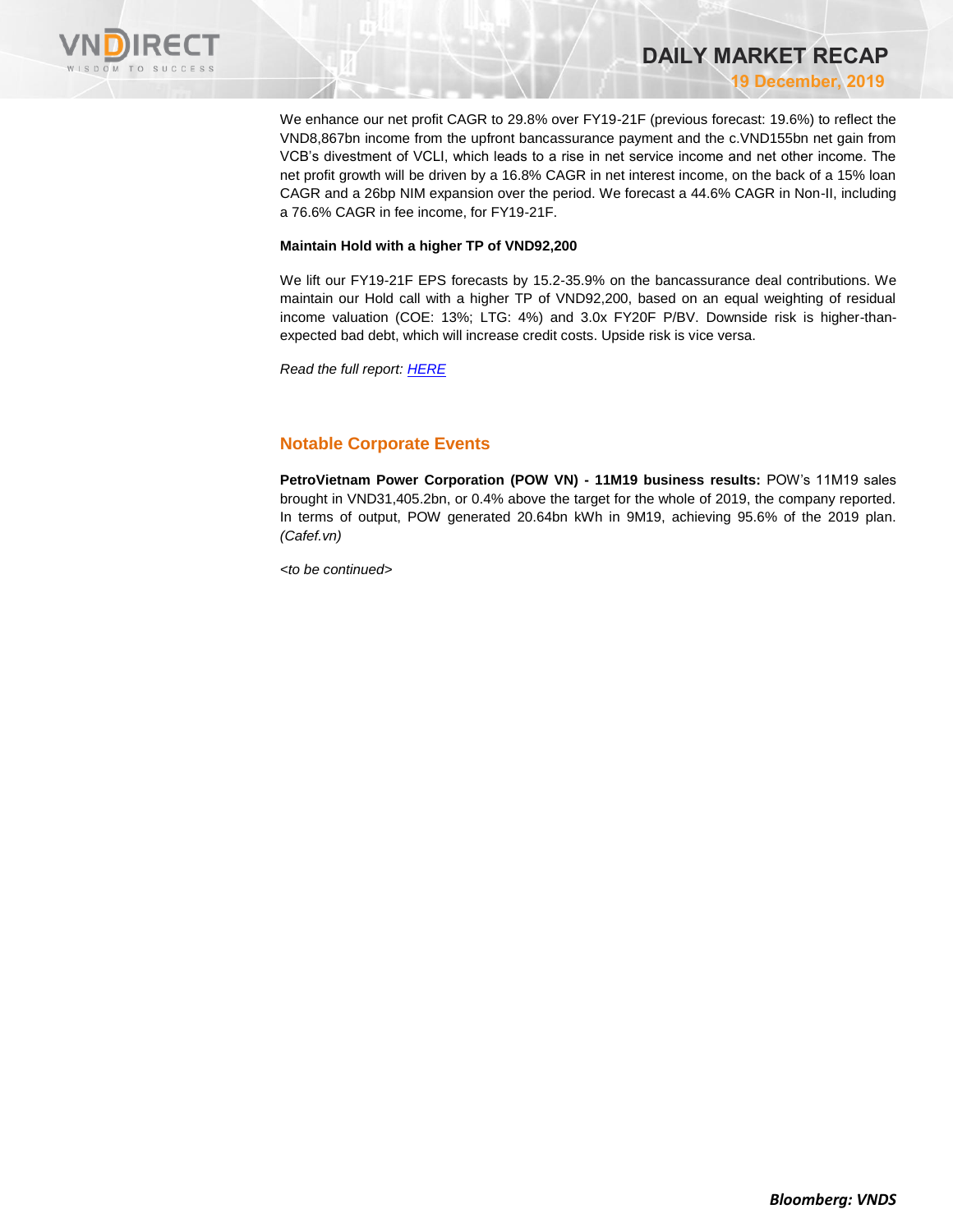We enhance our net profit CAGR to 29.8% over FY19-21F (previous forecast: 19.6%) to reflect the VND8,867bn income from the upfront bancassurance payment and the c.VND155bn net gain from VCB's divestment of VCLI, which leads to a rise in net service income and net other income. The net profit growth will be driven by a 16.8% CAGR in net interest income, on the back of a 15% loan CAGR and a 26bp NIM expansion over the period. We forecast a 44.6% CAGR in Non-II, including a 76.6% CAGR in fee income, for FY19-21F.

**Maintain Hold with a higher TP of VND92,200**

We lift our FY19-21F EPS forecasts by 15.2-35.9% on the bancassurance deal contributions. We maintain our Hold call with a higher TP of VND92,200, based on an equal weighting of residual income valuation (COE: 13%; LTG: 4%) and 3.0x FY20F P/BV. Downside risk is higher-than-expected bad debt, which will increase credit costs. Upside risk is vice versa.

*Read the full report: HERE*

## Notable Corporate Events

**PetroVietnam Power Corporation (POW VN) - 11M19 business results:** POW's 11M19 sales brought in VND31,405.2bn, or 0.4% above the target for the whole of 2019, the company reported. In terms of output, POW generated 20.64bn kWh in 9M19, achieving 95.6% of the 2019 plan. *(Cafef.vn)*

*<to be continued>*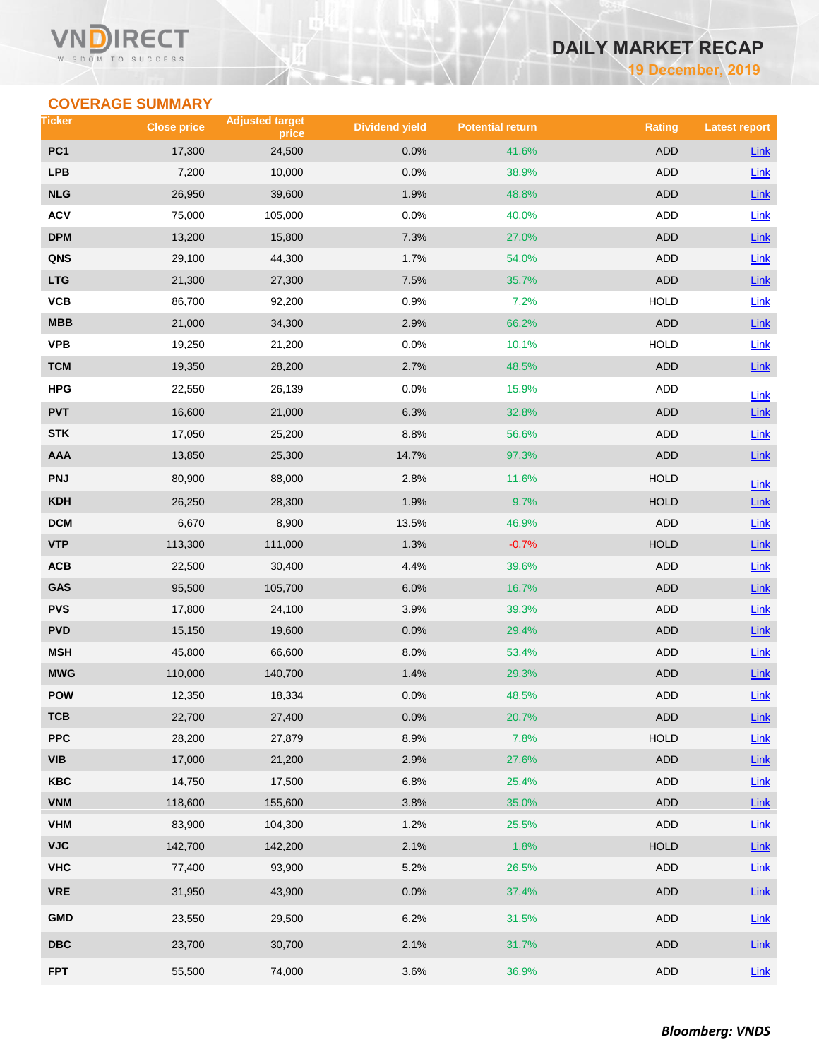## COVERAGE SUMMARY

| Ticker | Close price | Adjusted target price | Dividend yield | Potential return | Rating | Latest report |
|---|---|---|---|---|---|---|
| PC1 | 17,300 | 24,500 | 0.0% | 41.6% | ADD | Link |
| LPB | 7,200 | 10,000 | 0.0% | 38.9% | ADD | Link |
| NLG | 26,950 | 39,600 | 1.9% | 48.8% | ADD | Link |
| ACV | 75,000 | 105,000 | 0.0% | 40.0% | ADD | Link |
| DPM | 13,200 | 15,800 | 7.3% | 27.0% | ADD | Link |
| QNS | 29,100 | 44,300 | 1.7% | 54.0% | ADD | Link |
| LTG | 21,300 | 27,300 | 7.5% | 35.7% | ADD | Link |
| VCB | 86,700 | 92,200 | 0.9% | 7.2% | HOLD | Link |
| MBB | 21,000 | 34,300 | 2.9% | 66.2% | ADD | Link |
| VPB | 19,250 | 21,200 | 0.0% | 10.1% | HOLD | Link |
| TCM | 19,350 | 28,200 | 2.7% | 48.5% | ADD | Link |
| HPG | 22,550 | 26,139 | 0.0% | 15.9% | ADD | Link |
| PVT | 16,600 | 21,000 | 6.3% | 32.8% | ADD | Link |
| STK | 17,050 | 25,200 | 8.8% | 56.6% | ADD | Link |
| AAA | 13,850 | 25,300 | 14.7% | 97.3% | ADD | Link |
| PNJ | 80,900 | 88,000 | 2.8% | 11.6% | HOLD | Link |
| KDH | 26,250 | 28,300 | 1.9% | 9.7% | HOLD | Link |
| DCM | 6,670 | 8,900 | 13.5% | 46.9% | ADD | Link |
| VTP | 113,300 | 111,000 | 1.3% | -0.7% | HOLD | Link |
| ACB | 22,500 | 30,400 | 4.4% | 39.6% | ADD | Link |
| GAS | 95,500 | 105,700 | 6.0% | 16.7% | ADD | Link |
| PVS | 17,800 | 24,100 | 3.9% | 39.3% | ADD | Link |
| PVD | 15,150 | 19,600 | 0.0% | 29.4% | ADD | Link |
| MSH | 45,800 | 66,600 | 8.0% | 53.4% | ADD | Link |
| MWG | 110,000 | 140,700 | 1.4% | 29.3% | ADD | Link |
| POW | 12,350 | 18,334 | 0.0% | 48.5% | ADD | Link |
| TCB | 22,700 | 27,400 | 0.0% | 20.7% | ADD | Link |
| PPC | 28,200 | 27,879 | 8.9% | 7.8% | HOLD | Link |
| VIB | 17,000 | 21,200 | 2.9% | 27.6% | ADD | Link |
| KBC | 14,750 | 17,500 | 6.8% | 25.4% | ADD | Link |
| VNM | 118,600 | 155,600 | 3.8% | 35.0% | ADD | Link |
| VHM | 83,900 | 104,300 | 1.2% | 25.5% | ADD | Link |
| VJC | 142,700 | 142,200 | 2.1% | 1.8% | HOLD | Link |
| VHC | 77,400 | 93,900 | 5.2% | 26.5% | ADD | Link |
| VRE | 31,950 | 43,900 | 0.0% | 37.4% | ADD | Link |
| GMD | 23,550 | 29,500 | 6.2% | 31.5% | ADD | Link |
| DBC | 23,700 | 30,700 | 2.1% | 31.7% | ADD | Link |
| FPT | 55,500 | 74,000 | 3.6% | 36.9% | ADD | Link |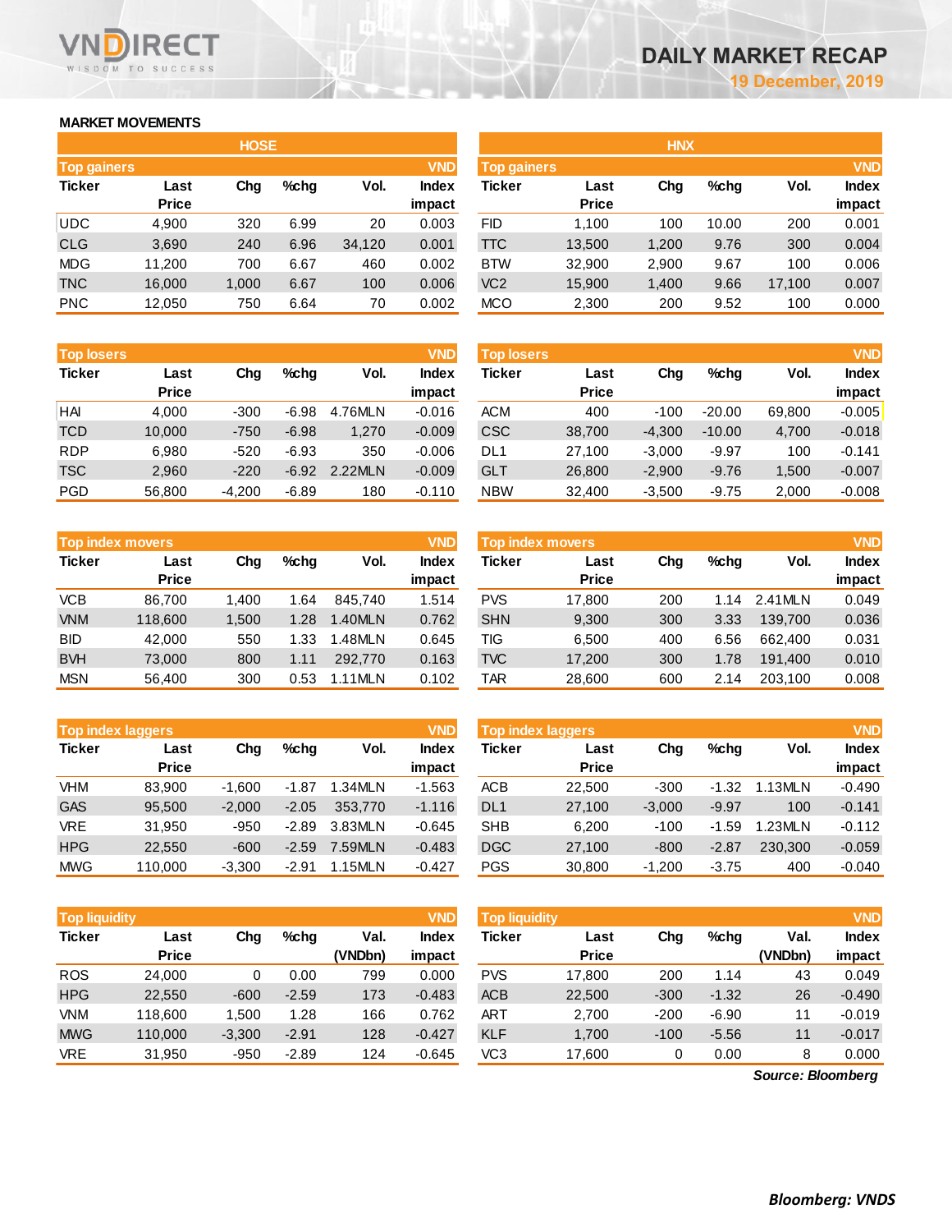# DAILY MARKET RECAP

19 December, 2019

## MARKET MOVEMENTS

### HOSE

**Top gainers** (VND)

| Ticker | Last Price | Chg | %chg | Vol. | Index impact |
|---|---|---|---|---|---|
| UDC | 4,900 | 320 | 6.99 | 20 | 0.003 |
| CLG | 3,690 | 240 | 6.96 | 34,120 | 0.001 |
| MDG | 11,200 | 700 | 6.67 | 460 | 0.002 |
| TNC | 16,000 | 1,000 | 6.67 | 100 | 0.006 |
| PNC | 12,050 | 750 | 6.64 | 70 | 0.002 |

**Top losers** (VND)

| Ticker | Last Price | Chg | %chg | Vol. | Index impact |
|---|---|---|---|---|---|
| HAI | 4,000 | -300 | -6.98 | 4.76MLN | -0.016 |
| TCD | 10,000 | -750 | -6.98 | 1,270 | -0.009 |
| RDP | 6,980 | -520 | -6.93 | 350 | -0.006 |
| TSC | 2,960 | -220 | -6.92 | 2.22MLN | -0.009 |
| PGD | 56,800 | -4,200 | -6.89 | 180 | -0.110 |

**Top index movers** (VND)

| Ticker | Last Price | Chg | %chg | Vol. | Index impact |
|---|---|---|---|---|---|
| VCB | 86,700 | 1,400 | 1.64 | 845,740 | 1.514 |
| VNM | 118,600 | 1,500 | 1.28 | 1.40MLN | 0.762 |
| BID | 42,000 | 550 | 1.33 | 1.48MLN | 0.645 |
| BVH | 73,000 | 800 | 1.11 | 292,770 | 0.163 |
| MSN | 56,400 | 300 | 0.53 | 1.11MLN | 0.102 |

**Top index laggers** (VND)

| Ticker | Last Price | Chg | %chg | Vol. | Index impact |
|---|---|---|---|---|---|
| VHM | 83,900 | -1,600 | -1.87 | 1.34MLN | -1.563 |
| GAS | 95,500 | -2,000 | -2.05 | 353,770 | -1.116 |
| VRE | 31,950 | -950 | -2.89 | 3.83MLN | -0.645 |
| HPG | 22,550 | -600 | -2.59 | 7.59MLN | -0.483 |
| MWG | 110,000 | -3,300 | -2.91 | 1.15MLN | -0.427 |

**Top liquidity** (VND)

| Ticker | Last Price | Chg | %chg | Val. (VNDbn) | Index impact |
|---|---|---|---|---|---|
| ROS | 24,000 | 0 | 0.00 | 799 | 0.000 |
| HPG | 22,550 | -600 | -2.59 | 173 | -0.483 |
| VNM | 118,600 | 1,500 | 1.28 | 166 | 0.762 |
| MWG | 110,000 | -3,300 | -2.91 | 128 | -0.427 |
| VRE | 31,950 | -950 | -2.89 | 124 | -0.645 |

### HNX

**Top gainers** (VND)

| Ticker | Last Price | Chg | %chg | Vol. | Index impact |
|---|---|---|---|---|---|
| FID | 1,100 | 100 | 10.00 | 200 | 0.001 |
| TTC | 13,500 | 1,200 | 9.76 | 300 | 0.004 |
| BTW | 32,900 | 2,900 | 9.67 | 100 | 0.006 |
| VC2 | 15,900 | 1,400 | 9.66 | 17,100 | 0.007 |
| MCO | 2,300 | 200 | 9.52 | 100 | 0.000 |

**Top losers** (VND)

| Ticker | Last Price | Chg | %chg | Vol. | Index impact |
|---|---|---|---|---|---|
| ACM | 400 | -100 | -20.00 | 69,800 | -0.005 |
| CSC | 38,700 | -4,300 | -10.00 | 4,700 | -0.018 |
| DL1 | 27,100 | -3,000 | -9.97 | 100 | -0.141 |
| GLT | 26,800 | -2,900 | -9.76 | 1,500 | -0.007 |
| NBW | 32,400 | -3,500 | -9.75 | 2,000 | -0.008 |

**Top index movers** (VND)

| Ticker | Last Price | Chg | %chg | Vol. | Index impact |
|---|---|---|---|---|---|
| PVS | 17,800 | 200 | 1.14 | 2.41MLN | 0.049 |
| SHN | 9,300 | 300 | 3.33 | 139,700 | 0.036 |
| TIG | 6,500 | 400 | 6.56 | 662,400 | 0.031 |
| TVC | 17,200 | 300 | 1.78 | 191,400 | 0.010 |
| TAR | 28,600 | 600 | 2.14 | 203,100 | 0.008 |

**Top index laggers** (VND)

| Ticker | Last Price | Chg | %chg | Vol. | Index impact |
|---|---|---|---|---|---|
| ACB | 22,500 | -300 | -1.32 | 1.13MLN | -0.490 |
| DL1 | 27,100 | -3,000 | -9.97 | 100 | -0.141 |
| SHB | 6,200 | -100 | -1.59 | 1.23MLN | -0.112 |
| DGC | 27,100 | -800 | -2.87 | 230,300 | -0.059 |
| PGS | 30,800 | -1,200 | -3.75 | 400 | -0.040 |

**Top liquidity** (VND)

| Ticker | Last Price | Chg | %chg | Val. (VNDbn) | Index impact |
|---|---|---|---|---|---|
| PVS | 17,800 | 200 | 1.14 | 43 | 0.049 |
| ACB | 22,500 | -300 | -1.32 | 26 | -0.490 |
| ART | 2,700 | -200 | -6.90 | 11 | -0.019 |
| KLF | 1,700 | -100 | -5.56 | 11 | -0.017 |
| VC3 | 17,600 | 0 | 0.00 | 8 | 0.000 |

*Source: Bloomberg*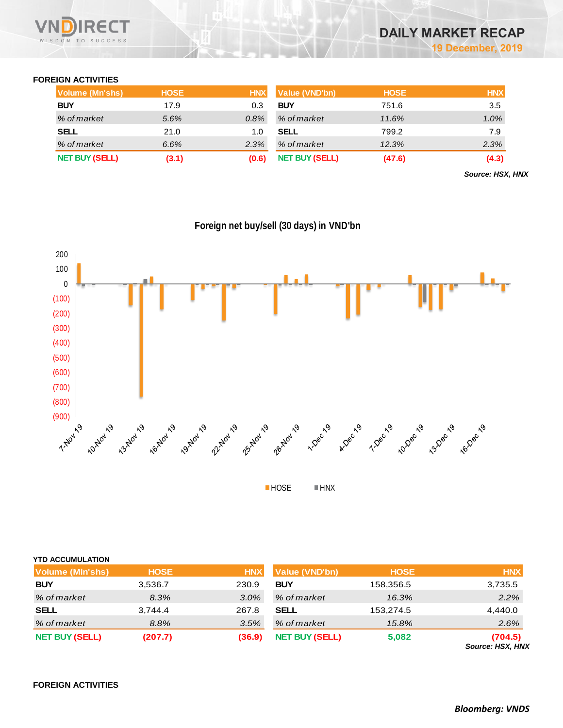## FOREIGN ACTIVITIES

| Volume (Mn'shs) | HOSE | HNX |
|---|---|---|
| BUY | 17.9 | 0.3 |
| % of market | 5.6% | 0.8% |
| SELL | 21.0 | 1.0 |
| % of market | 6.6% | 2.3% |
| NET BUY (SELL) | (3.1) | (0.6) |

| Value (VND'bn) | HOSE | HNX |
|---|---|---|
| BUY | 751.6 | 3.5 |
| % of market | 11.6% | 1.0% |
| SELL | 799.2 | 7.9 |
| % of market | 12.3% | 2.3% |
| NET BUY (SELL) | (47.6) | (4.3) |

*Source: HSX, HNX*

**Foreign net buy/sell (30 days) in VND'bn**

## YTD ACCUMULATION

| Volume (Mln'shs) | HOSE | HNX |
|---|---|---|
| BUY | 3,536.7 | 230.9 |
| % of market | 8.3% | 3.0% |
| SELL | 3,744.4 | 267.8 |
| % of market | 8.8% | 3.5% |
| NET BUY (SELL) | (207.7) | (36.9) |

| Value (VND'bn) | HOSE | HNX |
|---|---|---|
| BUY | 158,356.5 | 3,735.5 |
| % of market | 16.3% | 2.2% |
| SELL | 153,274.5 | 4,440.0 |
| % of market | 15.8% | 2.6% |
| NET BUY (SELL) | 5,082 | (704.5) |

*Source: HSX, HNX*

## FOREIGN ACTIVITIES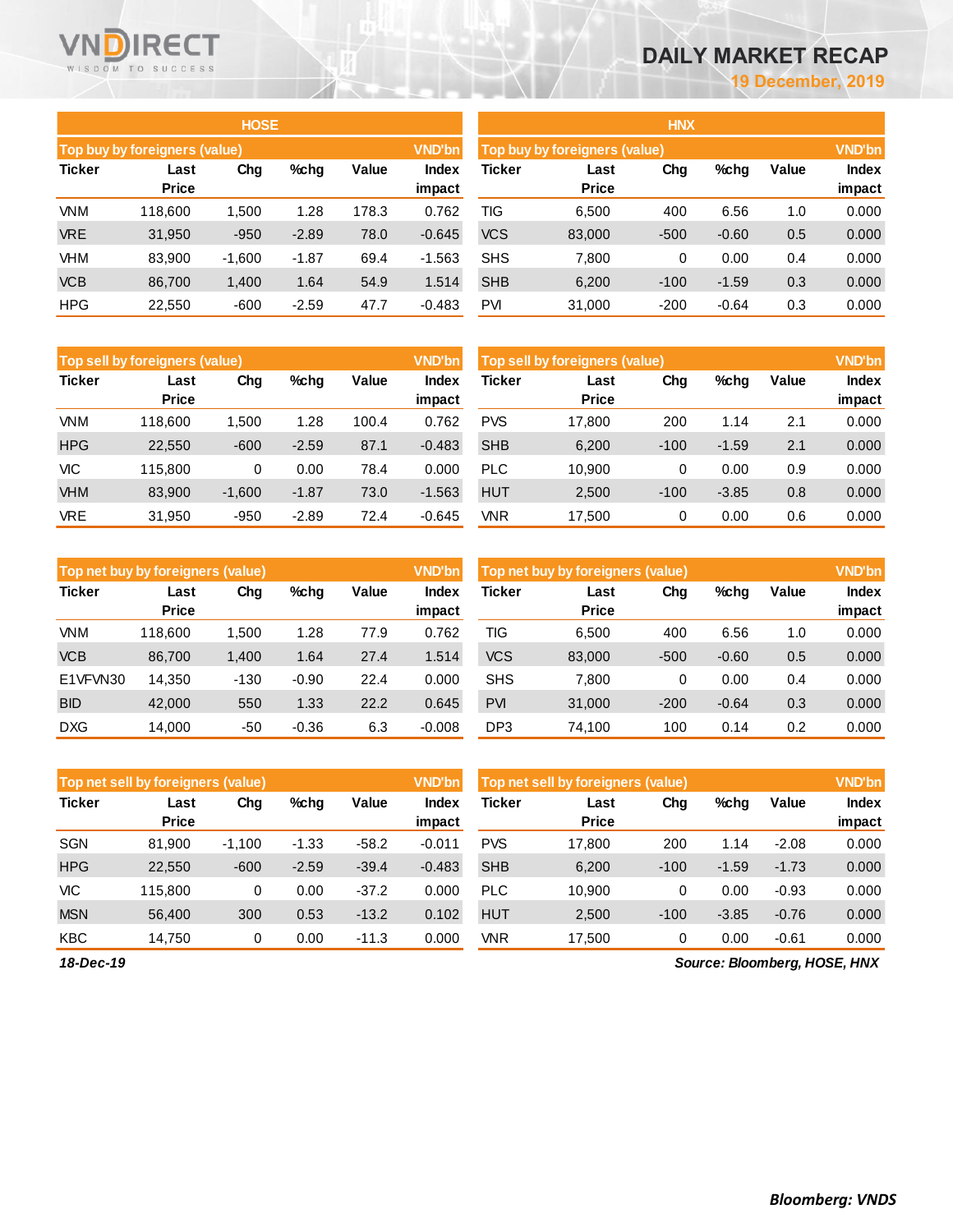# DAILY MARKET RECAP

**19 December, 2019**

## HOSE

| Top buy by foreigners (value) | | | | | VND'bn |
|---|---|---|---|---|---|
| Ticker | Last Price | Chg | %chg | Value | Index impact |
| VNM | 118,600 | 1,500 | 1.28 | 178.3 | 0.762 |
| VRE | 31,950 | -950 | -2.89 | 78.0 | -0.645 |
| VHM | 83,900 | -1,600 | -1.87 | 69.4 | -1.563 |
| VCB | 86,700 | 1,400 | 1.64 | 54.9 | 1.514 |
| HPG | 22,550 | -600 | -2.59 | 47.7 | -0.483 |

| Top sell by foreigners (value) | | | | | VND'bn |
|---|---|---|---|---|---|
| Ticker | Last Price | Chg | %chg | Value | Index impact |
| VNM | 118,600 | 1,500 | 1.28 | 100.4 | 0.762 |
| HPG | 22,550 | -600 | -2.59 | 87.1 | -0.483 |
| VIC | 115,800 | 0 | 0.00 | 78.4 | 0.000 |
| VHM | 83,900 | -1,600 | -1.87 | 73.0 | -1.563 |
| VRE | 31,950 | -950 | -2.89 | 72.4 | -0.645 |

| Top net buy by foreigners (value) | | | | | VND'bn |
|---|---|---|---|---|---|
| Ticker | Last Price | Chg | %chg | Value | Index impact |
| VNM | 118,600 | 1,500 | 1.28 | 77.9 | 0.762 |
| VCB | 86,700 | 1,400 | 1.64 | 27.4 | 1.514 |
| E1VFVN30 | 14,350 | -130 | -0.90 | 22.4 | 0.000 |
| BID | 42,000 | 550 | 1.33 | 22.2 | 0.645 |
| DXG | 14,000 | -50 | -0.36 | 6.3 | -0.008 |

| Top net sell by foreigners (value) | | | | | VND'bn |
|---|---|---|---|---|---|
| Ticker | Last Price | Chg | %chg | Value | Index impact |
| SGN | 81,900 | -1,100 | -1.33 | -58.2 | -0.011 |
| HPG | 22,550 | -600 | -2.59 | -39.4 | -0.483 |
| VIC | 115,800 | 0 | 0.00 | -37.2 | 0.000 |
| MSN | 56,400 | 300 | 0.53 | -13.2 | 0.102 |
| KBC | 14,750 | 0 | 0.00 | -11.3 | 0.000 |

## HNX

| Top buy by foreigners (value) | | | | | VND'bn |
|---|---|---|---|---|---|
| Ticker | Last Price | Chg | %chg | Value | Index impact |
| TIG | 6,500 | 400 | 6.56 | 1.0 | 0.000 |
| VCS | 83,000 | -500 | -0.60 | 0.5 | 0.000 |
| SHS | 7,800 | 0 | 0.00 | 0.4 | 0.000 |
| SHB | 6,200 | -100 | -1.59 | 0.3 | 0.000 |
| PVI | 31,000 | -200 | -0.64 | 0.3 | 0.000 |

| Top sell by foreigners (value) | | | | | VND'bn |
|---|---|---|---|---|---|
| Ticker | Last Price | Chg | %chg | Value | Index impact |
| PVS | 17,800 | 200 | 1.14 | 2.1 | 0.000 |
| SHB | 6,200 | -100 | -1.59 | 2.1 | 0.000 |
| PLC | 10,900 | 0 | 0.00 | 0.9 | 0.000 |
| HUT | 2,500 | -100 | -3.85 | 0.8 | 0.000 |
| VNR | 17,500 | 0 | 0.00 | 0.6 | 0.000 |

| Top net buy by foreigners (value) | | | | | VND'bn |
|---|---|---|---|---|---|
| Ticker | Last Price | Chg | %chg | Value | Index impact |
| TIG | 6,500 | 400 | 6.56 | 1.0 | 0.000 |
| VCS | 83,000 | -500 | -0.60 | 0.5 | 0.000 |
| SHS | 7,800 | 0 | 0.00 | 0.4 | 0.000 |
| PVI | 31,000 | -200 | -0.64 | 0.3 | 0.000 |
| DP3 | 74,100 | 100 | 0.14 | 0.2 | 0.000 |

| Top net sell by foreigners (value) | | | | | VND'bn |
|---|---|---|---|---|---|
| Ticker | Last Price | Chg | %chg | Value | Index impact |
| PVS | 17,800 | 200 | 1.14 | -2.08 | 0.000 |
| SHB | 6,200 | -100 | -1.59 | -1.73 | 0.000 |
| PLC | 10,900 | 0 | 0.00 | -0.93 | 0.000 |
| HUT | 2,500 | -100 | -3.85 | -0.76 | 0.000 |
| VNR | 17,500 | 0 | 0.00 | -0.61 | 0.000 |

*18-Dec-19*

*Source: Bloomberg, HOSE, HNX*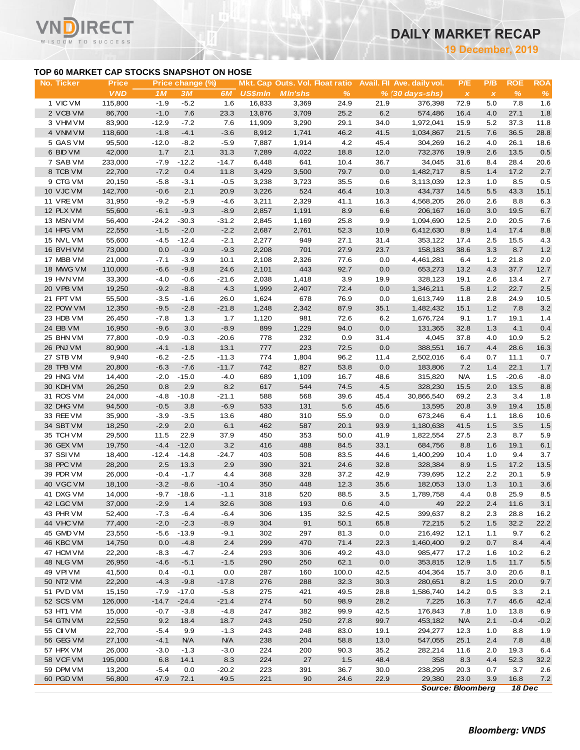# DAILY MARKET RECAP

19 December, 2019

## TOP 60 MARKET CAP STOCKS SNAPSHOT ON HOSE

| No. | Ticker | Price | Price change (%) | | | Mkt. Cap | Outs. Vol. | Float ratio | Avail. FII | Ave. daily vol. | P/E | P/B | ROE | ROA |
|---|---|---|---|---|---|---|---|---|---|---|---|---|---|---|
| | | VND | 1M | 3M | 6M | US$mln | Mln'shs | % | % | (30 days-shs) | x | x | % | % |
| 1 | VIC VM | 115,800 | -1.9 | -5.2 | 1.6 | 16,833 | 3,369 | 24.9 | 21.9 | 376,398 | 72.9 | 5.0 | 7.8 | 1.6 |
| 2 | VCB VM | 86,700 | -1.0 | 7.6 | 23.3 | 13,876 | 3,709 | 25.2 | 6.2 | 574,486 | 16.4 | 4.0 | 27.1 | 1.8 |
| 3 | VHM VM | 83,900 | -12.9 | -7.2 | 7.6 | 11,909 | 3,290 | 29.1 | 34.0 | 1,972,041 | 15.9 | 5.2 | 37.3 | 11.8 |
| 4 | VNM VM | 118,600 | -1.8 | -4.1 | -3.6 | 8,912 | 1,741 | 46.2 | 41.5 | 1,034,867 | 21.5 | 7.6 | 36.5 | 28.8 |
| 5 | GAS VM | 95,500 | -12.0 | -8.2 | -5.9 | 7,887 | 1,914 | 4.2 | 45.4 | 304,269 | 16.2 | 4.0 | 26.1 | 18.6 |
| 6 | BID VM | 42,000 | 1.7 | 2.1 | 31.3 | 7,289 | 4,022 | 18.8 | 12.0 | 732,376 | 19.9 | 2.6 | 13.5 | 0.5 |
| 7 | SAB VM | 233,000 | -7.9 | -12.2 | -14.7 | 6,448 | 641 | 10.4 | 36.7 | 34,045 | 31.6 | 8.4 | 28.4 | 20.6 |
| 8 | TCB VM | 22,700 | -7.2 | 0.4 | 11.8 | 3,429 | 3,500 | 79.7 | 0.0 | 1,482,717 | 8.5 | 1.4 | 17.2 | 2.7 |
| 9 | CTG VM | 20,150 | -5.8 | -3.1 | -0.5 | 3,238 | 3,723 | 35.5 | 0.6 | 3,113,039 | 12.3 | 1.0 | 8.5 | 0.5 |
| 10 | VJC VM | 142,700 | -0.6 | 2.1 | 20.9 | 3,226 | 524 | 46.4 | 10.3 | 434,737 | 14.5 | 5.5 | 43.3 | 15.1 |
| 11 | VRE VM | 31,950 | -9.2 | -5.9 | -4.6 | 3,211 | 2,329 | 41.1 | 16.3 | 4,568,205 | 26.0 | 2.6 | 8.8 | 6.3 |
| 12 | PLX VM | 55,600 | -6.1 | -9.3 | -8.9 | 2,857 | 1,191 | 8.9 | 6.6 | 206,167 | 16.0 | 3.0 | 19.5 | 6.7 |
| 13 | MSN VM | 56,400 | -24.2 | -30.3 | -31.2 | 2,845 | 1,169 | 25.8 | 9.9 | 1,094,690 | 12.5 | 2.0 | 20.5 | 7.6 |
| 14 | HPG VM | 22,550 | -1.5 | -2.0 | -2.2 | 2,687 | 2,761 | 52.3 | 10.9 | 6,412,630 | 8.9 | 1.4 | 17.4 | 8.8 |
| 15 | NVL VM | 55,600 | -4.5 | -12.4 | -2.1 | 2,277 | 949 | 27.1 | 31.4 | 353,122 | 17.4 | 2.5 | 15.5 | 4.3 |
| 16 | BVH VM | 73,000 | 0.0 | -0.9 | -9.3 | 2,208 | 701 | 27.9 | 23.7 | 158,183 | 38.6 | 3.3 | 8.7 | 1.2 |
| 17 | MBB VM | 21,000 | -7.1 | -3.9 | 10.1 | 2,108 | 2,326 | 77.6 | 0.0 | 4,461,281 | 6.4 | 1.2 | 21.8 | 2.0 |
| 18 | MWG VM | 110,000 | -6.6 | -9.8 | 24.6 | 2,101 | 443 | 92.7 | 0.0 | 653,273 | 13.2 | 4.3 | 37.7 | 12.7 |
| 19 | HVN VM | 33,300 | -4.0 | -0.6 | -21.6 | 2,038 | 1,418 | 3.9 | 19.9 | 328,123 | 19.1 | 2.6 | 13.4 | 2.7 |
| 20 | VPB VM | 19,250 | -9.2 | -8.8 | 4.3 | 1,999 | 2,407 | 72.4 | 0.0 | 1,346,211 | 5.8 | 1.2 | 22.7 | 2.5 |
| 21 | FPT VM | 55,500 | -3.5 | -1.6 | 26.0 | 1,624 | 678 | 76.9 | 0.0 | 1,613,749 | 11.8 | 2.8 | 24.9 | 10.5 |
| 22 | POW VM | 12,350 | -9.5 | -2.8 | -21.8 | 1,248 | 2,342 | 87.9 | 35.1 | 1,482,432 | 15.1 | 1.2 | 7.8 | 3.2 |
| 23 | HDB VM | 26,450 | -7.8 | 1.3 | 1.7 | 1,120 | 981 | 72.6 | 6.2 | 1,676,724 | 9.1 | 1.7 | 19.1 | 1.4 |
| 24 | EIB VM | 16,950 | -9.6 | 3.0 | -8.9 | 899 | 1,229 | 94.0 | 0.0 | 131,365 | 32.8 | 1.3 | 4.1 | 0.4 |
| 25 | BHN VM | 77,800 | -0.9 | -0.3 | -20.6 | 778 | 232 | 0.9 | 31.4 | 4,045 | 37.8 | 4.0 | 10.9 | 5.2 |
| 26 | PNJ VM | 80,900 | -4.1 | -1.8 | 13.1 | 777 | 223 | 72.5 | 0.0 | 388,551 | 16.7 | 4.4 | 28.6 | 16.3 |
| 27 | STB VM | 9,940 | -6.2 | -2.5 | -11.3 | 774 | 1,804 | 96.2 | 11.4 | 2,502,016 | 6.4 | 0.7 | 11.1 | 0.7 |
| 28 | TPB VM | 20,800 | -6.3 | -7.6 | -11.7 | 742 | 827 | 53.8 | 0.0 | 183,806 | 7.2 | 1.4 | 22.1 | 1.7 |
| 29 | HNG VM | 14,400 | -2.0 | -15.0 | -4.0 | 689 | 1,109 | 16.7 | 48.6 | 315,820 | N/A | 1.5 | -20.6 | -8.0 |
| 30 | KDH VM | 26,250 | 0.8 | 2.9 | 8.2 | 617 | 544 | 74.5 | 4.5 | 328,230 | 15.5 | 2.0 | 13.5 | 8.8 |
| 31 | ROS VM | 24,000 | -4.8 | -10.8 | -21.1 | 588 | 568 | 39.6 | 45.4 | 30,866,540 | 69.2 | 2.3 | 3.4 | 1.8 |
| 32 | DHG VM | 94,500 | -0.5 | 3.8 | -6.9 | 533 | 131 | 5.6 | 45.6 | 13,595 | 20.8 | 3.9 | 19.4 | 15.8 |
| 33 | REE VM | 35,900 | -3.9 | -3.5 | 13.6 | 480 | 310 | 55.9 | 0.0 | 673,246 | 6.4 | 1.1 | 18.6 | 10.6 |
| 34 | SBT VM | 18,250 | -2.9 | 2.0 | 6.1 | 462 | 587 | 20.1 | 93.9 | 1,180,638 | 41.5 | 1.5 | 3.5 | 1.5 |
| 35 | TCH VM | 29,500 | 11.5 | 22.9 | 37.9 | 450 | 353 | 50.0 | 41.9 | 1,822,554 | 27.5 | 2.3 | 8.7 | 5.9 |
| 36 | GEX VM | 19,750 | -4.4 | -12.0 | 3.2 | 416 | 488 | 84.5 | 33.1 | 684,756 | 8.8 | 1.6 | 19.1 | 6.1 |
| 37 | SSI VM | 18,400 | -12.4 | -14.8 | -24.7 | 403 | 508 | 83.5 | 44.6 | 1,400,299 | 10.4 | 1.0 | 9.4 | 3.7 |
| 38 | PPC VM | 28,200 | 2.5 | 13.3 | 2.9 | 390 | 321 | 24.6 | 32.8 | 328,384 | 8.9 | 1.5 | 17.2 | 13.5 |
| 39 | PDR VM | 26,000 | -0.4 | -1.7 | 4.4 | 368 | 328 | 37.2 | 42.9 | 739,695 | 12.2 | 2.2 | 20.1 | 5.9 |
| 40 | VGC VM | 18,100 | -3.2 | -8.6 | -10.4 | 350 | 448 | 12.3 | 35.6 | 182,053 | 13.0 | 1.3 | 10.1 | 3.6 |
| 41 | DXG VM | 14,000 | -9.7 | -18.6 | -1.1 | 318 | 520 | 88.5 | 3.5 | 1,789,758 | 4.4 | 0.8 | 25.9 | 8.5 |
| 42 | LGC VM | 37,000 | -2.9 | 1.4 | 32.6 | 308 | 193 | 0.6 | 4.0 | 49 | 22.2 | 2.4 | 11.6 | 3.1 |
| 43 | PHR VM | 52,400 | -7.3 | -6.4 | -6.4 | 306 | 135 | 32.5 | 42.5 | 399,637 | 8.2 | 2.3 | 28.8 | 16.2 |
| 44 | VHC VM | 77,400 | -2.0 | -2.3 | -8.9 | 304 | 91 | 50.1 | 65.8 | 72,215 | 5.2 | 1.5 | 32.2 | 22.2 |
| 45 | GMD VM | 23,550 | -5.6 | -13.9 | -9.1 | 302 | 297 | 81.3 | 0.0 | 216,492 | 12.1 | 1.1 | 9.7 | 6.2 |
| 46 | KBC VM | 14,750 | 0.0 | -4.8 | 2.4 | 299 | 470 | 71.4 | 22.3 | 1,460,400 | 9.2 | 0.7 | 8.4 | 4.4 |
| 47 | HCM VM | 22,200 | -8.3 | -4.7 | -2.4 | 293 | 306 | 49.2 | 43.0 | 985,477 | 17.2 | 1.6 | 10.2 | 6.2 |
| 48 | NLG VM | 26,950 | -4.6 | -5.1 | -1.5 | 290 | 250 | 62.1 | 0.0 | 353,815 | 12.9 | 1.5 | 11.7 | 5.5 |
| 49 | VPI VM | 41,500 | 0.4 | -0.1 | 0.0 | 287 | 160 | 100.0 | 42.5 | 404,364 | 15.7 | 3.0 | 20.6 | 8.1 |
| 50 | NT2 VM | 22,200 | -4.3 | -9.8 | -17.8 | 276 | 288 | 32.3 | 30.3 | 280,651 | 8.2 | 1.5 | 20.0 | 9.7 |
| 51 | PVD VM | 15,150 | -7.9 | -17.0 | -5.8 | 275 | 421 | 49.5 | 28.8 | 1,586,740 | 14.2 | 0.5 | 3.3 | 2.1 |
| 52 | SCS VM | 126,000 | -14.7 | -24.4 | -21.4 | 274 | 50 | 98.9 | 28.2 | 7,225 | 16.3 | 7.7 | 46.6 | 42.4 |
| 53 | HT1 VM | 15,000 | -0.7 | -3.8 | -4.8 | 247 | 382 | 99.9 | 42.5 | 176,843 | 7.8 | 1.0 | 13.8 | 6.9 |
| 54 | GTN VM | 22,550 | 9.2 | 18.4 | 18.7 | 243 | 250 | 27.8 | 99.7 | 453,182 | N/A | 2.1 | -0.4 | -0.2 |
| 55 | CII VM | 22,700 | -5.4 | 9.9 | -1.3 | 243 | 248 | 83.0 | 19.1 | 294,277 | 12.3 | 1.0 | 8.8 | 1.9 |
| 56 | GEG VM | 27,100 | -4.1 | N/A | N/A | 238 | 204 | 58.8 | 13.0 | 547,055 | 25.1 | 2.4 | 7.8 | 4.8 |
| 57 | HPX VM | 26,000 | -3.0 | -1.3 | -3.0 | 224 | 200 | 90.3 | 35.2 | 282,214 | 11.6 | 2.0 | 19.3 | 6.4 |
| 58 | VCF VM | 195,000 | 6.8 | 14.1 | 8.3 | 224 | 27 | 1.5 | 48.4 | 358 | 8.3 | 4.4 | 52.3 | 32.2 |
| 59 | DPM VM | 13,200 | -5.4 | 0.0 | -20.2 | 223 | 391 | 36.7 | 30.0 | 238,295 | 20.3 | 0.7 | 3.7 | 2.6 |
| 60 | PGD VM | 56,800 | 47.9 | 72.1 | 49.5 | 221 | 90 | 24.6 | 22.9 | 29,380 | 23.0 | 3.9 | 16.8 | 7.2 |

*Source: Bloomberg* *18 Dec*

***Bloomberg: VNDS***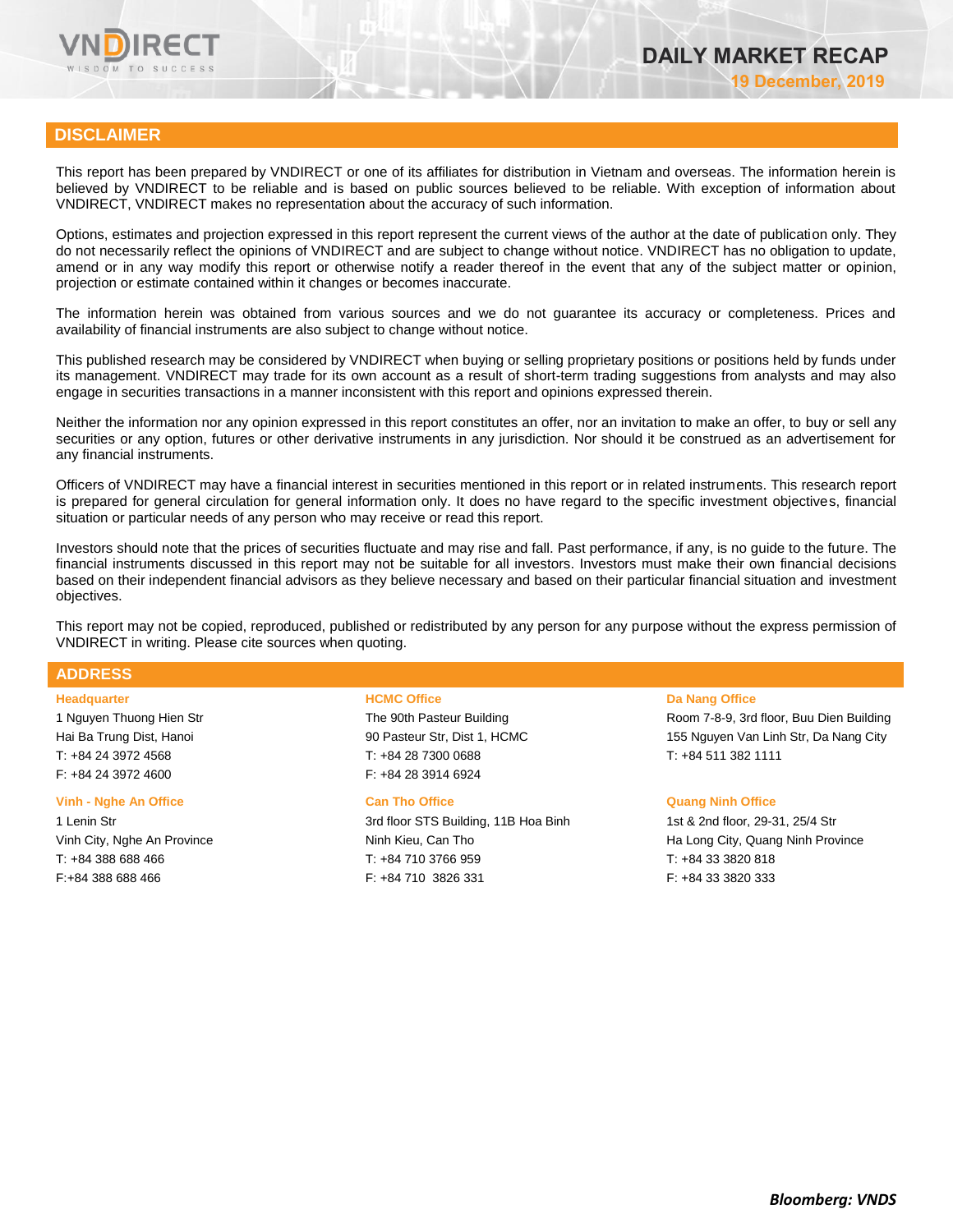## DISCLAIMER

This report has been prepared by VNDIRECT or one of its affiliates for distribution in Vietnam and overseas. The information herein is believed by VNDIRECT to be reliable and is based on public sources believed to be reliable. With exception of information about VNDIRECT, VNDIRECT makes no representation about the accuracy of such information.

Options, estimates and projection expressed in this report represent the current views of the author at the date of publication only. They do not necessarily reflect the opinions of VNDIRECT and are subject to change without notice. VNDIRECT has no obligation to update, amend or in any way modify this report or otherwise notify a reader thereof in the event that any of the subject matter or opinion, projection or estimate contained within it changes or becomes inaccurate.

The information herein was obtained from various sources and we do not guarantee its accuracy or completeness. Prices and availability of financial instruments are also subject to change without notice.

This published research may be considered by VNDIRECT when buying or selling proprietary positions or positions held by funds under its management. VNDIRECT may trade for its own account as a result of short-term trading suggestions from analysts and may also engage in securities transactions in a manner inconsistent with this report and opinions expressed therein.

Neither the information nor any opinion expressed in this report constitutes an offer, nor an invitation to make an offer, to buy or sell any securities or any option, futures or other derivative instruments in any jurisdiction. Nor should it be construed as an advertisement for any financial instruments.

Officers of VNDIRECT may have a financial interest in securities mentioned in this report or in related instruments. This research report is prepared for general circulation for general information only. It does no have regard to the specific investment objectives, financial situation or particular needs of any person who may receive or read this report.

Investors should note that the prices of securities fluctuate and may rise and fall. Past performance, if any, is no guide to the future. The financial instruments discussed in this report may not be suitable for all investors. Investors must make their own financial decisions based on their independent financial advisors as they believe necessary and based on their particular financial situation and investment objectives.

This report may not be copied, reproduced, published or redistributed by any person for any purpose without the express permission of VNDIRECT in writing. Please cite sources when quoting.

## ADDRESS

**Headquarter**
1 Nguyen Thuong Hien Str
Hai Ba Trung Dist, Hanoi
T: +84 24 3972 4568
F: +84 24 3972 4600

**HCMC Office**
The 90th Pasteur Building
90 Pasteur Str, Dist 1, HCMC
T: +84 28 7300 0688
F: +84 28 3914 6924

**Da Nang Office**
Room 7-8-9, 3rd floor, Buu Dien Building
155 Nguyen Van Linh Str, Da Nang City
T: +84 511 382 1111

**Vinh - Nghe An Office**
1 Lenin Str
Vinh City, Nghe An Province
T: +84 388 688 466
F:+84 388 688 466

**Can Tho Office**
3rd floor STS Building, 11B Hoa Binh
Ninh Kieu, Can Tho
T: +84 710 3766 959
F: +84 710 3826 331

**Quang Ninh Office**
1st & 2nd floor, 29-31, 25/4 Str
Ha Long City, Quang Ninh Province
T: +84 33 3820 818
F: +84 33 3820 333